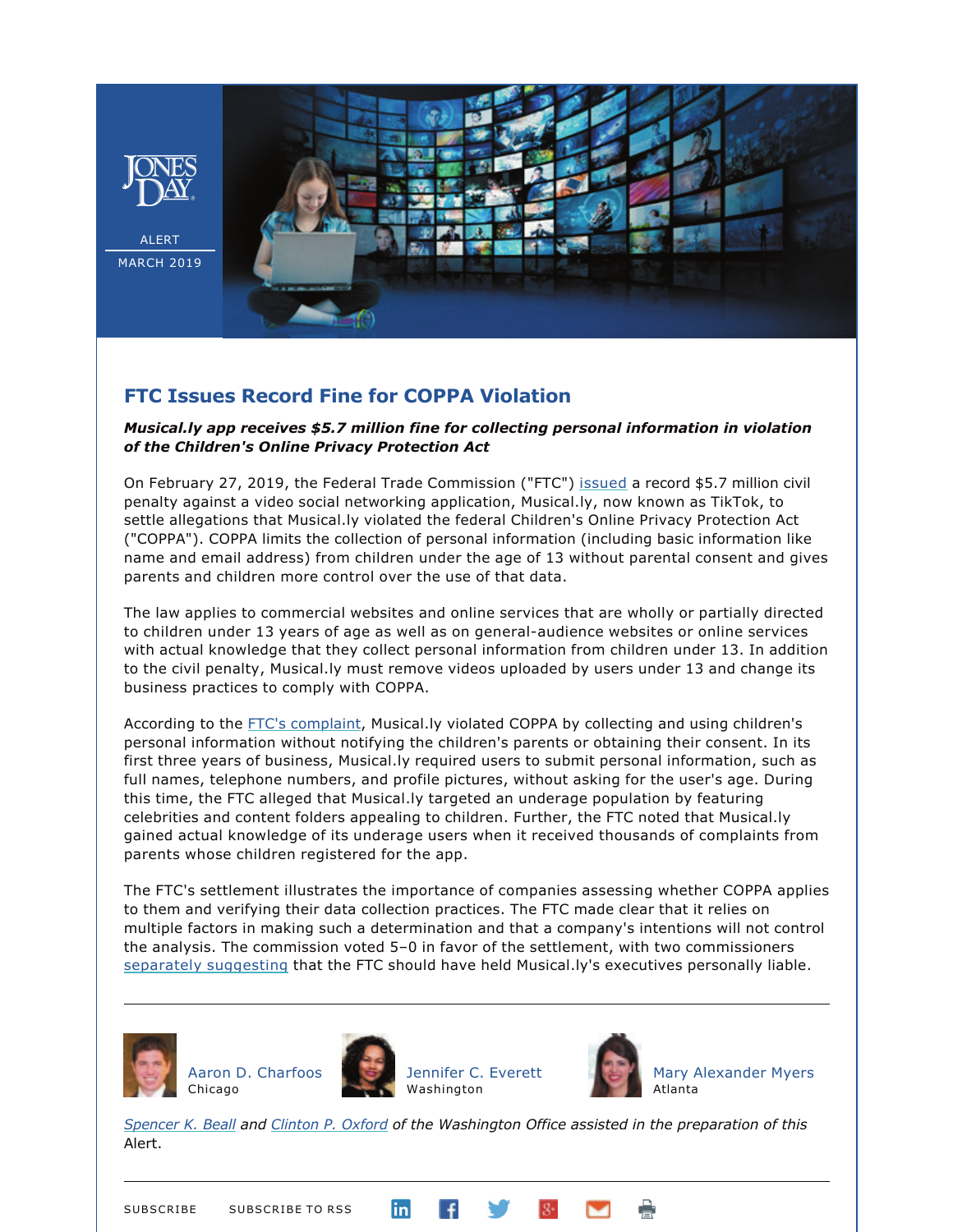JONES DAY

ALERT

MARCH 2019

# FTC Issues Record Fine for COPPA Violation

***Musical.ly app receives $5.7 million fine for collecting personal information in violation of the Children's Online Privacy Protection Act***

On February 27, 2019, the Federal Trade Commission ("FTC") issued a record $5.7 million civil penalty against a video social networking application, Musical.ly, now known as TikTok, to settle allegations that Musical.ly violated the federal Children's Online Privacy Protection Act ("COPPA"). COPPA limits the collection of personal information (including basic information like name and email address) from children under the age of 13 without parental consent and gives parents and children more control over the use of that data.

The law applies to commercial websites and online services that are wholly or partially directed to children under 13 years of age as well as on general-audience websites or online services with actual knowledge that they collect personal information from children under 13. In addition to the civil penalty, Musical.ly must remove videos uploaded by users under 13 and change its business practices to comply with COPPA.

According to the FTC's complaint, Musical.ly violated COPPA by collecting and using children's personal information without notifying the children's parents or obtaining their consent. In its first three years of business, Musical.ly required users to submit personal information, such as full names, telephone numbers, and profile pictures, without asking for the user's age. During this time, the FTC alleged that Musical.ly targeted an underage population by featuring celebrities and content folders appealing to children. Further, the FTC noted that Musical.ly gained actual knowledge of its underage users when it received thousands of complaints from parents whose children registered for the app.

The FTC's settlement illustrates the importance of companies assessing whether COPPA applies to them and verifying their data collection practices. The FTC made clear that it relies on multiple factors in making such a determination and that a company's intentions will not control the analysis. The commission voted 5–0 in favor of the settlement, with two commissioners separately suggesting that the FTC should have held Musical.ly's executives personally liable.

---

Aaron D. Charfoos
Chicago

Jennifer C. Everett
Washington

Mary Alexander Myers
Atlanta

*Spencer K. Beall and Clinton P. Oxford of the Washington Office assisted in the preparation of this* Alert.

---

SUBSCRIBE SUBSCRIBE TO RSS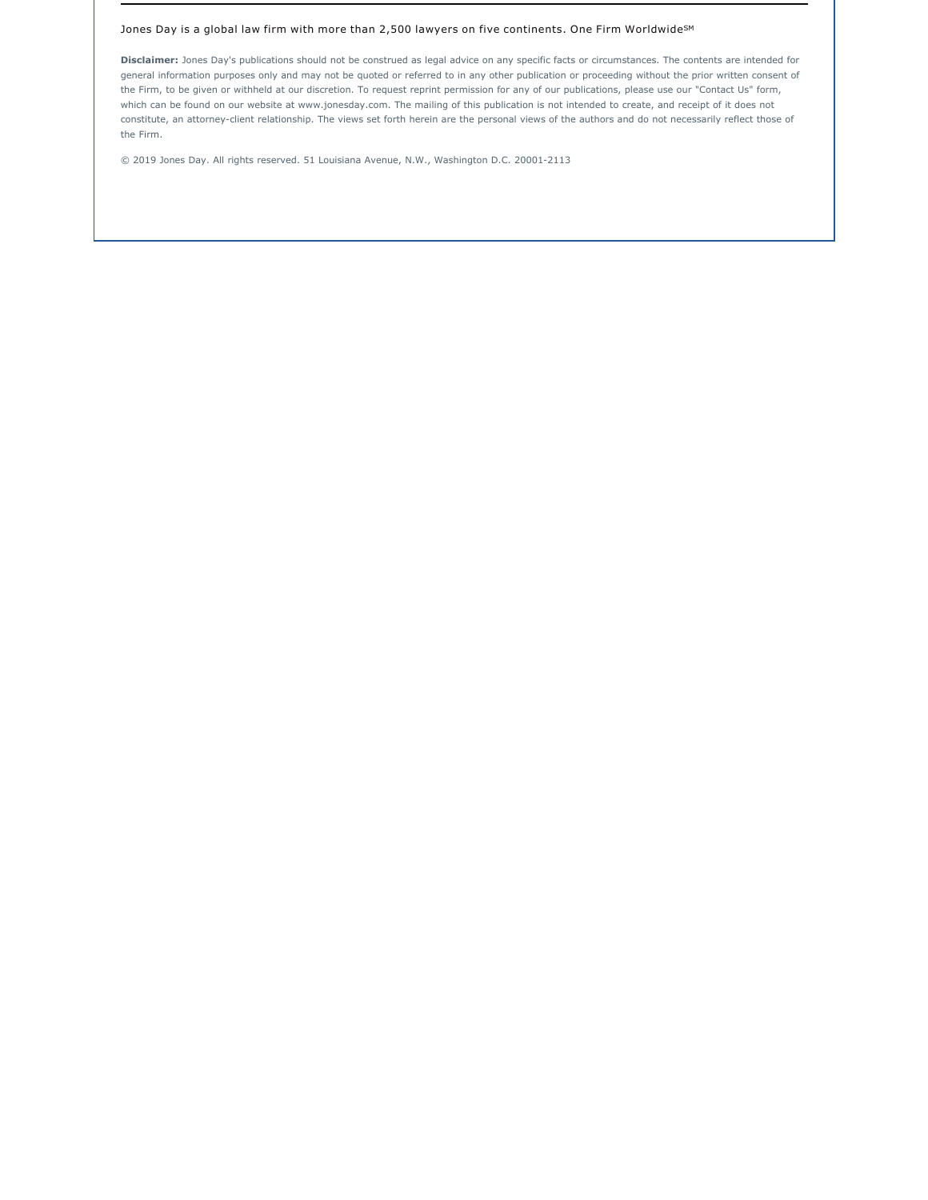Jones Day is a global law firm with more than 2,500 lawyers on five continents. One Firm Worldwide℠

**Disclaimer:** Jones Day's publications should not be construed as legal advice on any specific facts or circumstances. The contents are intended for general information purposes only and may not be quoted or referred to in any other publication or proceeding without the prior written consent of the Firm, to be given or withheld at our discretion. To request reprint permission for any of our publications, please use our "Contact Us" form, which can be found on our website at www.jonesday.com. The mailing of this publication is not intended to create, and receipt of it does not constitute, an attorney-client relationship. The views set forth herein are the personal views of the authors and do not necessarily reflect those of the Firm.

© 2019 Jones Day. All rights reserved. 51 Louisiana Avenue, N.W., Washington D.C. 20001-2113